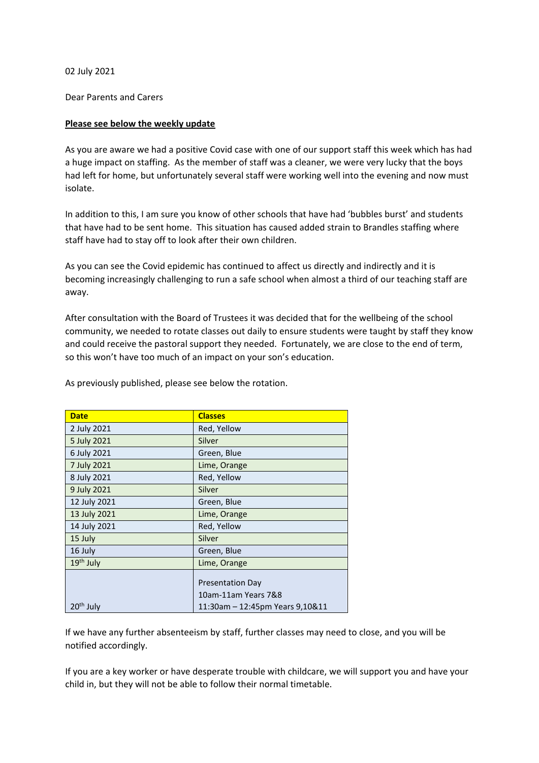02 July 2021

Dear Parents and Carers

**Please see below the weekly update**

As you are aware we had a positive Covid case with one of our support staff this week which has had a huge impact on staffing. As the member of staff was a cleaner, we were very lucky that the boys had left for home, but unfortunately several staff were working well into the evening and now must isolate.

In addition to this, I am sure you know of other schools that have had 'bubbles burst' and students that have had to be sent home. This situation has caused added strain to Brandles staffing where staff have had to stay off to look after their own children.

As you can see the Covid epidemic has continued to affect us directly and indirectly and it is becoming increasingly challenging to run a safe school when almost a third of our teaching staff are away.

After consultation with the Board of Trustees it was decided that for the wellbeing of the school community, we needed to rotate classes out daily to ensure students were taught by staff they know and could receive the pastoral support they needed. Fortunately, we are close to the end of term, so this won't have too much of an impact on your son's education.

As previously published, please see below the rotation.

| Date | Classes |
|---|---|
| 2 July 2021 | Red, Yellow |
| 5 July 2021 | Silver |
| 6 July 2021 | Green, Blue |
| 7 July 2021 | Lime, Orange |
| 8 July 2021 | Red, Yellow |
| 9 July 2021 | Silver |
| 12 July 2021 | Green, Blue |
| 13 July 2021 | Lime, Orange |
| 14 July 2021 | Red, Yellow |
| 15 July | Silver |
| 16 July | Green, Blue |
| 19th July | Lime, Orange |
| 20th July | Presentation Day<br>10am-11am Years 7&8<br>11:30am – 12:45pm Years 9,10&11 |

If we have any further absenteeism by staff, further classes may need to close, and you will be notified accordingly.

If you are a key worker or have desperate trouble with childcare, we will support you and have your child in, but they will not be able to follow their normal timetable.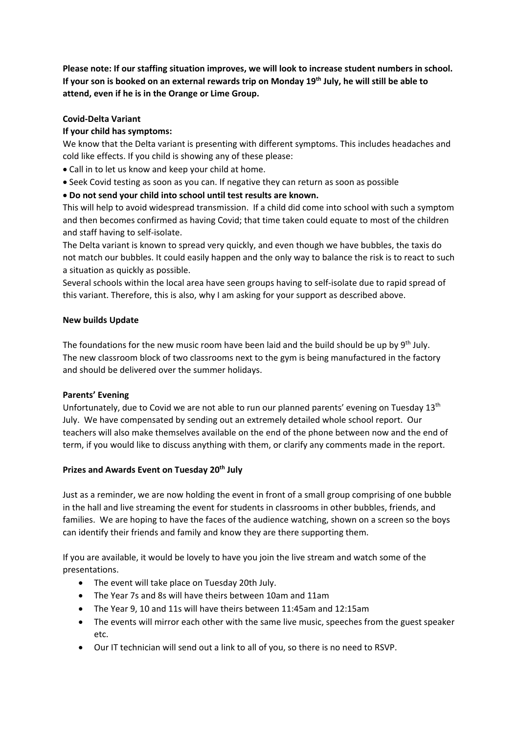**Please note: If our staffing situation improves, we will look to increase student numbers in school. If your son is booked on an external rewards trip on Monday 19th July, he will still be able to attend, even if he is in the Orange or Lime Group.**

**Covid-Delta Variant**

**If your child has symptoms:**

We know that the Delta variant is presenting with different symptoms. This includes headaches and cold like effects. If you child is showing any of these please:

- Call in to let us know and keep your child at home.
- Seek Covid testing as soon as you can. If negative they can return as soon as possible
- **Do not send your child into school until test results are known.**

This will help to avoid widespread transmission. If a child did come into school with such a symptom and then becomes confirmed as having Covid; that time taken could equate to most of the children and staff having to self-isolate.

The Delta variant is known to spread very quickly, and even though we have bubbles, the taxis do not match our bubbles. It could easily happen and the only way to balance the risk is to react to such a situation as quickly as possible.

Several schools within the local area have seen groups having to self-isolate due to rapid spread of this variant. Therefore, this is also, why I am asking for your support as described above.

**New builds Update**

The foundations for the new music room have been laid and the build should be up by 9th July. The new classroom block of two classrooms next to the gym is being manufactured in the factory and should be delivered over the summer holidays.

**Parents' Evening**

Unfortunately, due to Covid we are not able to run our planned parents' evening on Tuesday 13th July. We have compensated by sending out an extremely detailed whole school report. Our teachers will also make themselves available on the end of the phone between now and the end of term, if you would like to discuss anything with them, or clarify any comments made in the report.

**Prizes and Awards Event on Tuesday 20th July**

Just as a reminder, we are now holding the event in front of a small group comprising of one bubble in the hall and live streaming the event for students in classrooms in other bubbles, friends, and families. We are hoping to have the faces of the audience watching, shown on a screen so the boys can identify their friends and family and know they are there supporting them.

If you are available, it would be lovely to have you join the live stream and watch some of the presentations.

- The event will take place on Tuesday 20th July.
- The Year 7s and 8s will have theirs between 10am and 11am
- The Year 9, 10 and 11s will have theirs between 11:45am and 12:15am
- The events will mirror each other with the same live music, speeches from the guest speaker etc.
- Our IT technician will send out a link to all of you, so there is no need to RSVP.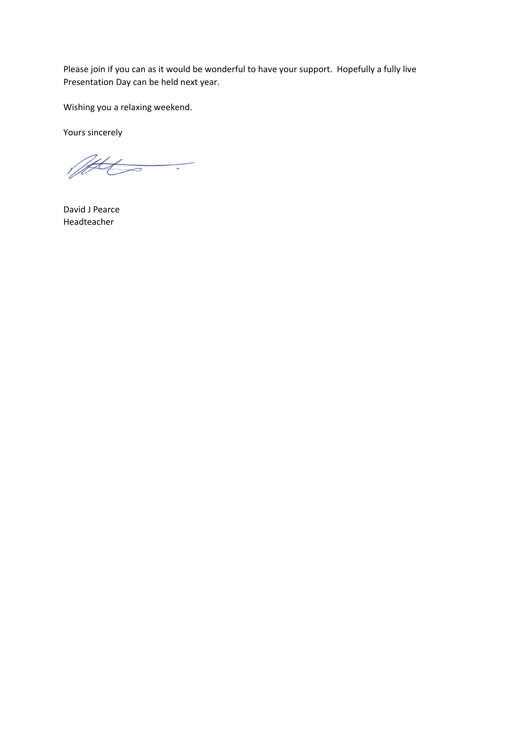Please join if you can as it would be wonderful to have your support. Hopefully a fully live Presentation Day can be held next year.

Wishing you a relaxing weekend.

Yours sincerely

David J Pearce  
Headteacher